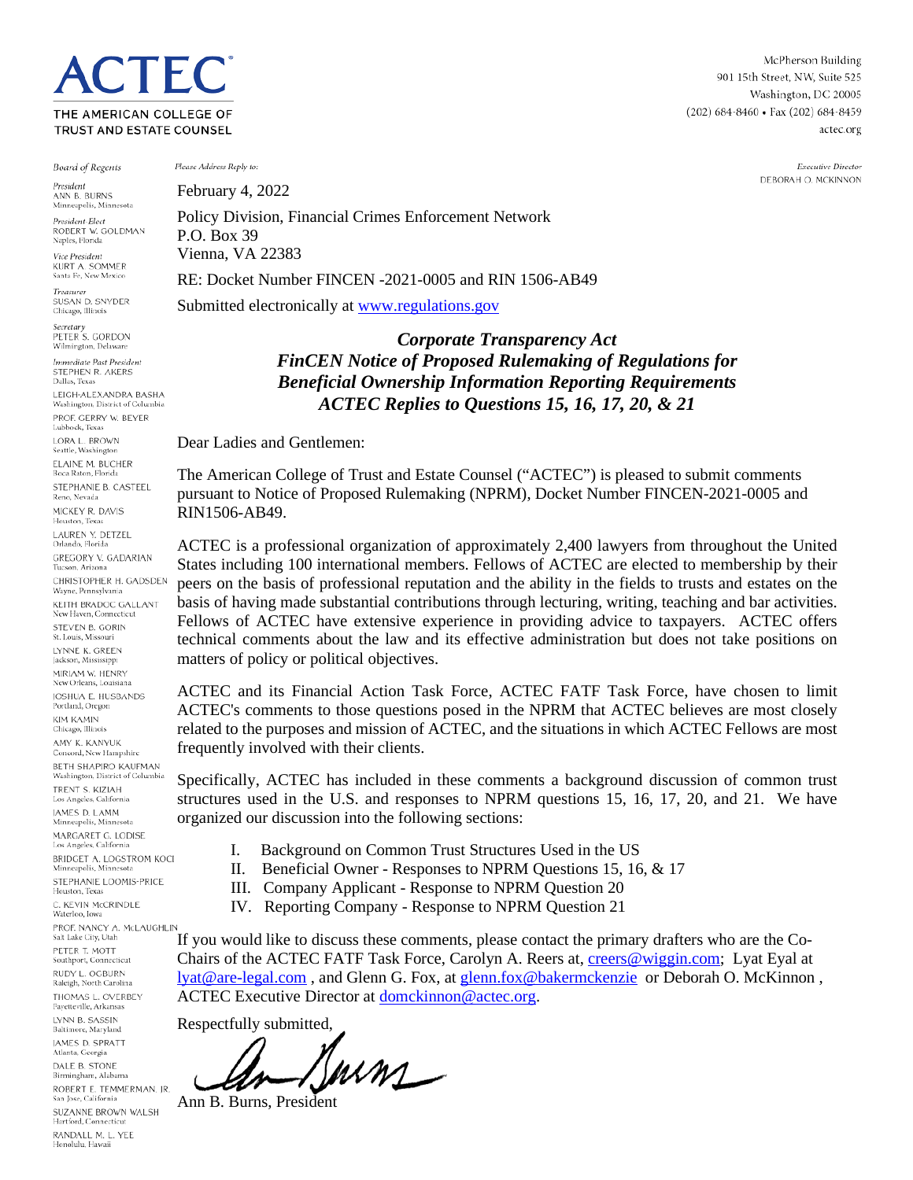# ACTEC

THE AMERICAN COLLEGE OF TRUST AND ESTATE COUNSEL

McPherson Building
901 15th Street, NW, Suite 525
Washington, DC 20005
(202) 684-8460 • Fax (202) 684-8459
actec.org

Executive Director
DEBORAH O. MCKINNON

**Board of Regents**

*President*
ANN B. BURNS
Minneapolis, Minnesota

*President-Elect*
ROBERT W. GOLDMAN
Naples, Florida

*Vice President*
KURT A. SOMMER
Santa Fe, New Mexico

*Treasurer*
SUSAN D. SNYDER
Chicago, Illinois

*Secretary*
PETER S. GORDON
Wilmington, Delaware

*Immediate Past President*
STEPHEN R. AKERS
Dallas, Texas

LEIGH-ALEXANDRA BASHA
Washington, District of Columbia

PROF. GERRY W. BEYER
Lubbock, Texas

LORA L. BROWN
Seattle, Washington

ELAINE M. BUCHER
Boca Raton, Florida

STEPHANIE B. CASTEEL
Reno, Nevada

MICKEY R. DAVIS
Houston, Texas

LAUREN Y. DETZEL
Orlando, Florida

GREGORY V. GADARIAN
Tucson, Arizona

CHRISTOPHER H. GADSDEN
Wayne, Pennsylvania

KEITH BRADOC GALLANT
New Haven, Connecticut

STEVEN B. GORIN
St. Louis, Missouri

LYNNE K. GREEN
Jackson, Mississippi

MIRIAM W. HENRY
New Orleans, Louisiana

JOSHUA E. HUSBANDS
Portland, Oregon

KIM KAMIN
Chicago, Illinois

AMY K. KANYUK
Concord, New Hampshire

BETH SHAPIRO KAUFMAN
Washington, District of Columbia

TRENT S. KIZIAH
Los Angeles, California

JAMES D. LAMM
Minneapolis, Minnesota

MARGARET G. LODISE
Los Angeles, California

BRIDGET A. LOGSTROM KOCI
Minneapolis, Minnesota

STEPHANIE LOOMIS-PRICE
Houston, Texas

C. KEVIN McCRINDLE
Waterloo, Iowa

PROF. NANCY A. McLAUGHLIN
Salt Lake City, Utah

PETER T. MOTT
Southport, Connecticut

RUDY L. OGBURN
Raleigh, North Carolina

THOMAS L. OVERBEY
Fayetteville, Arkansas

LYNN B. SASSIN
Baltimore, Maryland

JAMES D. SPRATT
Atlanta, Georgia

DALE B. STONE
Birmingham, Alabama

ROBERT E. TEMMERMAN, JR.
San Jose, California

SUZANNE BROWN WALSH
Hartford, Connecticut

RANDALL M. L. YEE
Honolulu, Hawaii

*Please Address Reply to:*

February 4, 2022

Policy Division, Financial Crimes Enforcement Network
P.O. Box 39
Vienna, VA 22383

RE: Docket Number FINCEN -2021-0005 and RIN 1506-AB49

Submitted electronically at www.regulations.gov

***Corporate Transparency Act***
***FinCEN Notice of Proposed Rulemaking of Regulations for Beneficial Ownership Information Reporting Requirements***
***ACTEC Replies to Questions 15, 16, 17, 20, & 21***

Dear Ladies and Gentlemen:

The American College of Trust and Estate Counsel ("ACTEC") is pleased to submit comments pursuant to Notice of Proposed Rulemaking (NPRM), Docket Number FINCEN-2021-0005 and RIN1506-AB49.

ACTEC is a professional organization of approximately 2,400 lawyers from throughout the United States including 100 international members. Fellows of ACTEC are elected to membership by their peers on the basis of professional reputation and the ability in the fields to trusts and estates on the basis of having made substantial contributions through lecturing, writing, teaching and bar activities. Fellows of ACTEC have extensive experience in providing advice to taxpayers. ACTEC offers technical comments about the law and its effective administration but does not take positions on matters of policy or political objectives.

ACTEC and its Financial Action Task Force, ACTEC FATF Task Force, have chosen to limit ACTEC's comments to those questions posed in the NPRM that ACTEC believes are most closely related to the purposes and mission of ACTEC, and the situations in which ACTEC Fellows are most frequently involved with their clients.

Specifically, ACTEC has included in these comments a background discussion of common trust structures used in the U.S. and responses to NPRM questions 15, 16, 17, 20, and 21. We have organized our discussion into the following sections:

I. Background on Common Trust Structures Used in the US
II. Beneficial Owner - Responses to NPRM Questions 15, 16, & 17
III. Company Applicant - Response to NPRM Question 20
IV. Reporting Company - Response to NPRM Question 21

If you would like to discuss these comments, please contact the primary drafters who are the Co-Chairs of the ACTEC FATF Task Force, Carolyn A. Reers at, creers@wiggin.com; Lyat Eyal at lyat@are-legal.com , and Glenn G. Fox, at glenn.fox@bakermckenzie or Deborah O. McKinnon , ACTEC Executive Director at domckinnon@actec.org.

Respectfully submitted,

Ann B. Burns, President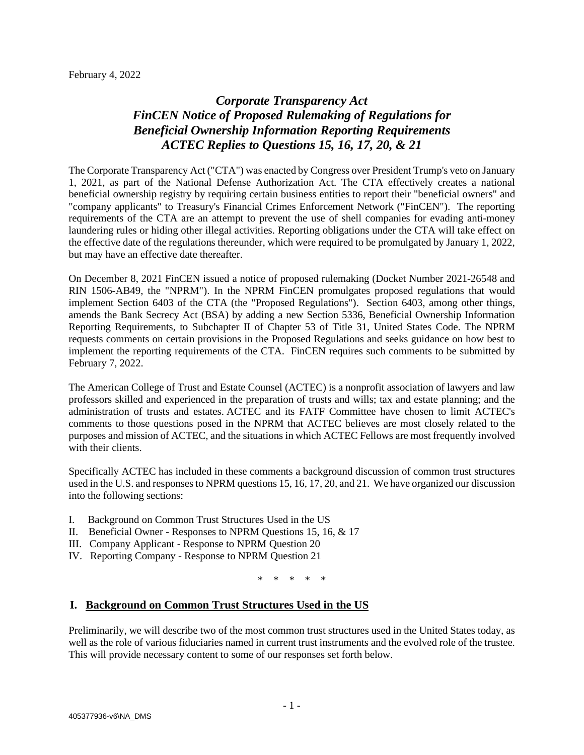February 4, 2022

# *Corporate Transparency Act FinCEN Notice of Proposed Rulemaking of Regulations for Beneficial Ownership Information Reporting Requirements ACTEC Replies to Questions 15, 16, 17, 20, & 21*

The Corporate Transparency Act ("CTA") was enacted by Congress over President Trump's veto on January 1, 2021, as part of the National Defense Authorization Act. The CTA effectively creates a national beneficial ownership registry by requiring certain business entities to report their "beneficial owners" and "company applicants" to Treasury's Financial Crimes Enforcement Network ("FinCEN"). The reporting requirements of the CTA are an attempt to prevent the use of shell companies for evading anti-money laundering rules or hiding other illegal activities. Reporting obligations under the CTA will take effect on the effective date of the regulations thereunder, which were required to be promulgated by January 1, 2022, but may have an effective date thereafter.

On December 8, 2021 FinCEN issued a notice of proposed rulemaking (Docket Number 2021-26548 and RIN 1506-AB49, the "NPRM"). In the NPRM FinCEN promulgates proposed regulations that would implement Section 6403 of the CTA (the "Proposed Regulations"). Section 6403, among other things, amends the Bank Secrecy Act (BSA) by adding a new Section 5336, Beneficial Ownership Information Reporting Requirements, to Subchapter II of Chapter 53 of Title 31, United States Code. The NPRM requests comments on certain provisions in the Proposed Regulations and seeks guidance on how best to implement the reporting requirements of the CTA. FinCEN requires such comments to be submitted by February 7, 2022.

The American College of Trust and Estate Counsel (ACTEC) is a nonprofit association of lawyers and law professors skilled and experienced in the preparation of trusts and wills; tax and estate planning; and the administration of trusts and estates. ACTEC and its FATF Committee have chosen to limit ACTEC's comments to those questions posed in the NPRM that ACTEC believes are most closely related to the purposes and mission of ACTEC, and the situations in which ACTEC Fellows are most frequently involved with their clients.

Specifically ACTEC has included in these comments a background discussion of common trust structures used in the U.S. and responses to NPRM questions 15, 16, 17, 20, and 21. We have organized our discussion into the following sections:

I. Background on Common Trust Structures Used in the US
II. Beneficial Owner - Responses to NPRM Questions 15, 16, & 17
III. Company Applicant - Response to NPRM Question 20
IV. Reporting Company - Response to NPRM Question 21

\* \* \* \* \*

## I. Background on Common Trust Structures Used in the US

Preliminarily, we will describe two of the most common trust structures used in the United States today, as well as the role of various fiduciaries named in current trust instruments and the evolved role of the trustee. This will provide necessary content to some of our responses set forth below.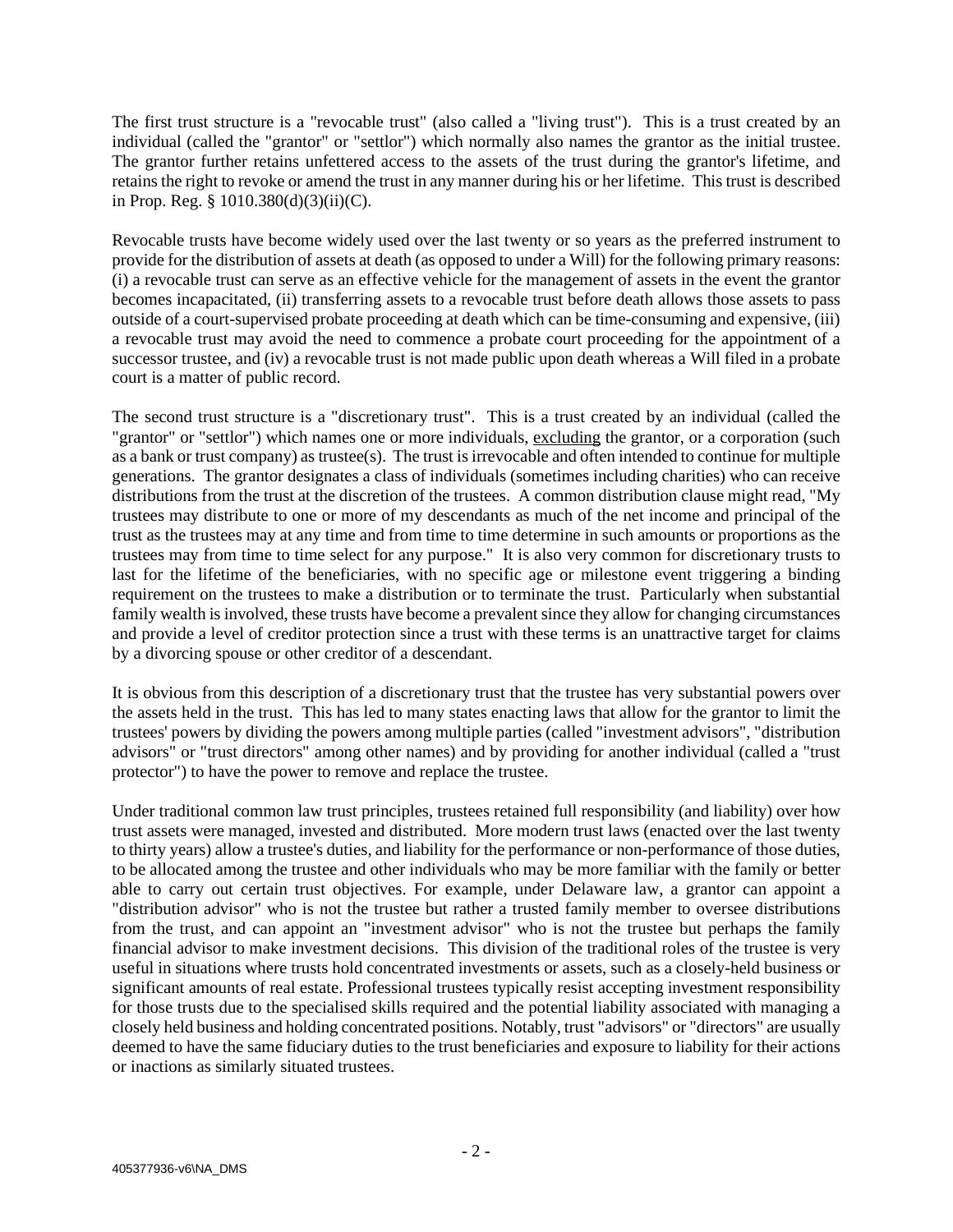The first trust structure is a "revocable trust" (also called a "living trust"). This is a trust created by an individual (called the "grantor" or "settlor") which normally also names the grantor as the initial trustee. The grantor further retains unfettered access to the assets of the trust during the grantor's lifetime, and retains the right to revoke or amend the trust in any manner during his or her lifetime. This trust is described in Prop. Reg. § 1010.380(d)(3)(ii)(C).

Revocable trusts have become widely used over the last twenty or so years as the preferred instrument to provide for the distribution of assets at death (as opposed to under a Will) for the following primary reasons: (i) a revocable trust can serve as an effective vehicle for the management of assets in the event the grantor becomes incapacitated, (ii) transferring assets to a revocable trust before death allows those assets to pass outside of a court-supervised probate proceeding at death which can be time-consuming and expensive, (iii) a revocable trust may avoid the need to commence a probate court proceeding for the appointment of a successor trustee, and (iv) a revocable trust is not made public upon death whereas a Will filed in a probate court is a matter of public record.

The second trust structure is a "discretionary trust". This is a trust created by an individual (called the "grantor" or "settlor") which names one or more individuals, <u>excluding</u> the grantor, or a corporation (such as a bank or trust company) as trustee(s). The trust is irrevocable and often intended to continue for multiple generations. The grantor designates a class of individuals (sometimes including charities) who can receive distributions from the trust at the discretion of the trustees. A common distribution clause might read, "My trustees may distribute to one or more of my descendants as much of the net income and principal of the trust as the trustees may at any time and from time to time determine in such amounts or proportions as the trustees may from time to time select for any purpose." It is also very common for discretionary trusts to last for the lifetime of the beneficiaries, with no specific age or milestone event triggering a binding requirement on the trustees to make a distribution or to terminate the trust. Particularly when substantial family wealth is involved, these trusts have become a prevalent since they allow for changing circumstances and provide a level of creditor protection since a trust with these terms is an unattractive target for claims by a divorcing spouse or other creditor of a descendant.

It is obvious from this description of a discretionary trust that the trustee has very substantial powers over the assets held in the trust. This has led to many states enacting laws that allow for the grantor to limit the trustees' powers by dividing the powers among multiple parties (called "investment advisors", "distribution advisors" or "trust directors" among other names) and by providing for another individual (called a "trust protector") to have the power to remove and replace the trustee.

Under traditional common law trust principles, trustees retained full responsibility (and liability) over how trust assets were managed, invested and distributed. More modern trust laws (enacted over the last twenty to thirty years) allow a trustee's duties, and liability for the performance or non-performance of those duties, to be allocated among the trustee and other individuals who may be more familiar with the family or better able to carry out certain trust objectives. For example, under Delaware law, a grantor can appoint a "distribution advisor" who is not the trustee but rather a trusted family member to oversee distributions from the trust, and can appoint an "investment advisor" who is not the trustee but perhaps the family financial advisor to make investment decisions. This division of the traditional roles of the trustee is very useful in situations where trusts hold concentrated investments or assets, such as a closely-held business or significant amounts of real estate. Professional trustees typically resist accepting investment responsibility for those trusts due to the specialised skills required and the potential liability associated with managing a closely held business and holding concentrated positions. Notably, trust "advisors" or "directors" are usually deemed to have the same fiduciary duties to the trust beneficiaries and exposure to liability for their actions or inactions as similarly situated trustees.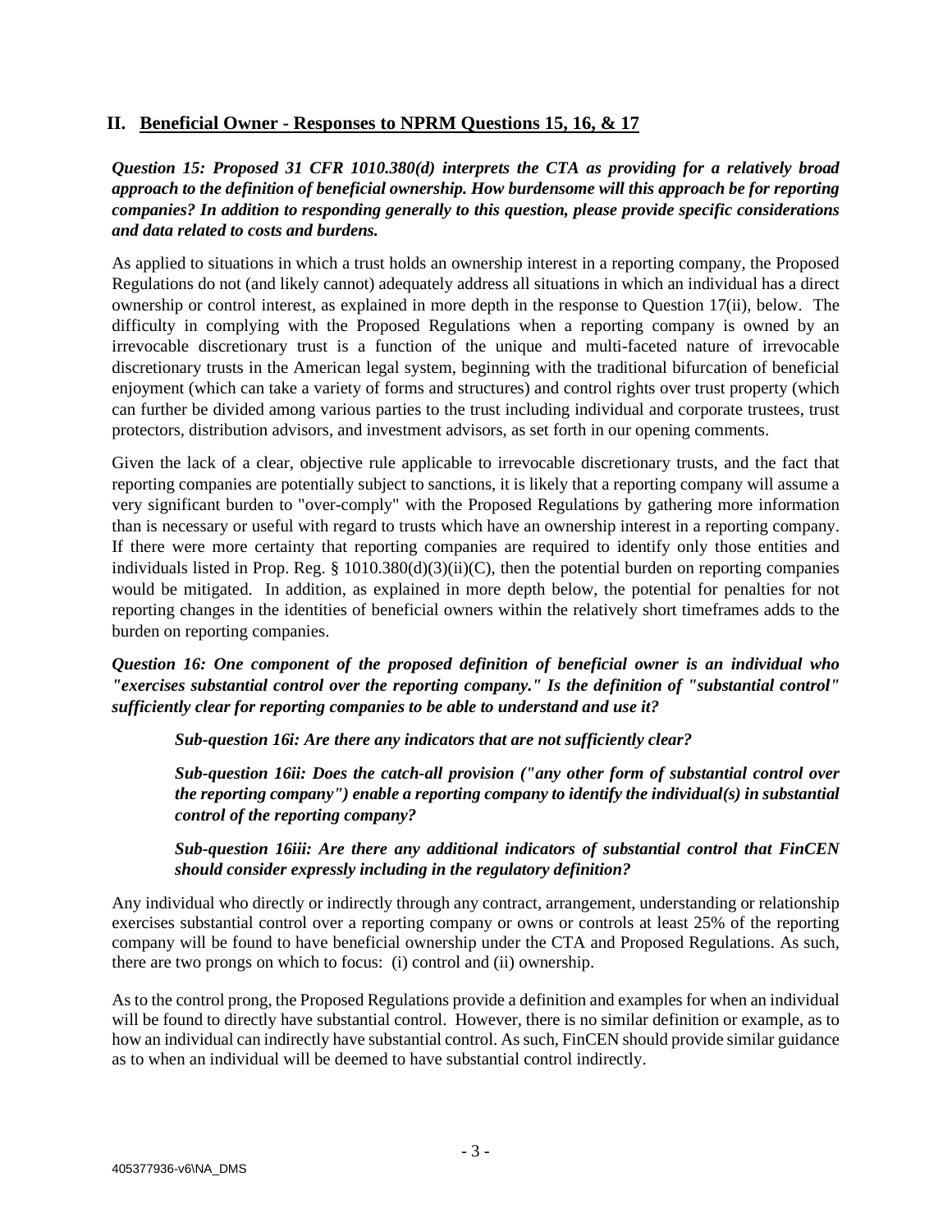## II. Beneficial Owner - Responses to NPRM Questions 15, 16, & 17

***Question 15: Proposed 31 CFR 1010.380(d) interprets the CTA as providing for a relatively broad approach to the definition of beneficial ownership. How burdensome will this approach be for reporting companies? In addition to responding generally to this question, please provide specific considerations and data related to costs and burdens.***

As applied to situations in which a trust holds an ownership interest in a reporting company, the Proposed Regulations do not (and likely cannot) adequately address all situations in which an individual has a direct ownership or control interest, as explained in more depth in the response to Question 17(ii), below. The difficulty in complying with the Proposed Regulations when a reporting company is owned by an irrevocable discretionary trust is a function of the unique and multi-faceted nature of irrevocable discretionary trusts in the American legal system, beginning with the traditional bifurcation of beneficial enjoyment (which can take a variety of forms and structures) and control rights over trust property (which can further be divided among various parties to the trust including individual and corporate trustees, trust protectors, distribution advisors, and investment advisors, as set forth in our opening comments.

Given the lack of a clear, objective rule applicable to irrevocable discretionary trusts, and the fact that reporting companies are potentially subject to sanctions, it is likely that a reporting company will assume a very significant burden to "over-comply" with the Proposed Regulations by gathering more information than is necessary or useful with regard to trusts which have an ownership interest in a reporting company. If there were more certainty that reporting companies are required to identify only those entities and individuals listed in Prop. Reg. § 1010.380(d)(3)(ii)(C), then the potential burden on reporting companies would be mitigated. In addition, as explained in more depth below, the potential for penalties for not reporting changes in the identities of beneficial owners within the relatively short timeframes adds to the burden on reporting companies.

***Question 16: One component of the proposed definition of beneficial owner is an individual who "exercises substantial control over the reporting company." Is the definition of "substantial control" sufficiently clear for reporting companies to be able to understand and use it?***

> ***Sub-question 16i: Are there any indicators that are not sufficiently clear?***
>
> ***Sub-question 16ii: Does the catch-all provision ("any other form of substantial control over the reporting company") enable a reporting company to identify the individual(s) in substantial control of the reporting company?***
>
> ***Sub-question 16iii: Are there any additional indicators of substantial control that FinCEN should consider expressly including in the regulatory definition?***

Any individual who directly or indirectly through any contract, arrangement, understanding or relationship exercises substantial control over a reporting company or owns or controls at least 25% of the reporting company will be found to have beneficial ownership under the CTA and Proposed Regulations. As such, there are two prongs on which to focus: (i) control and (ii) ownership.

As to the control prong, the Proposed Regulations provide a definition and examples for when an individual will be found to directly have substantial control. However, there is no similar definition or example, as to how an individual can indirectly have substantial control. As such, FinCEN should provide similar guidance as to when an individual will be deemed to have substantial control indirectly.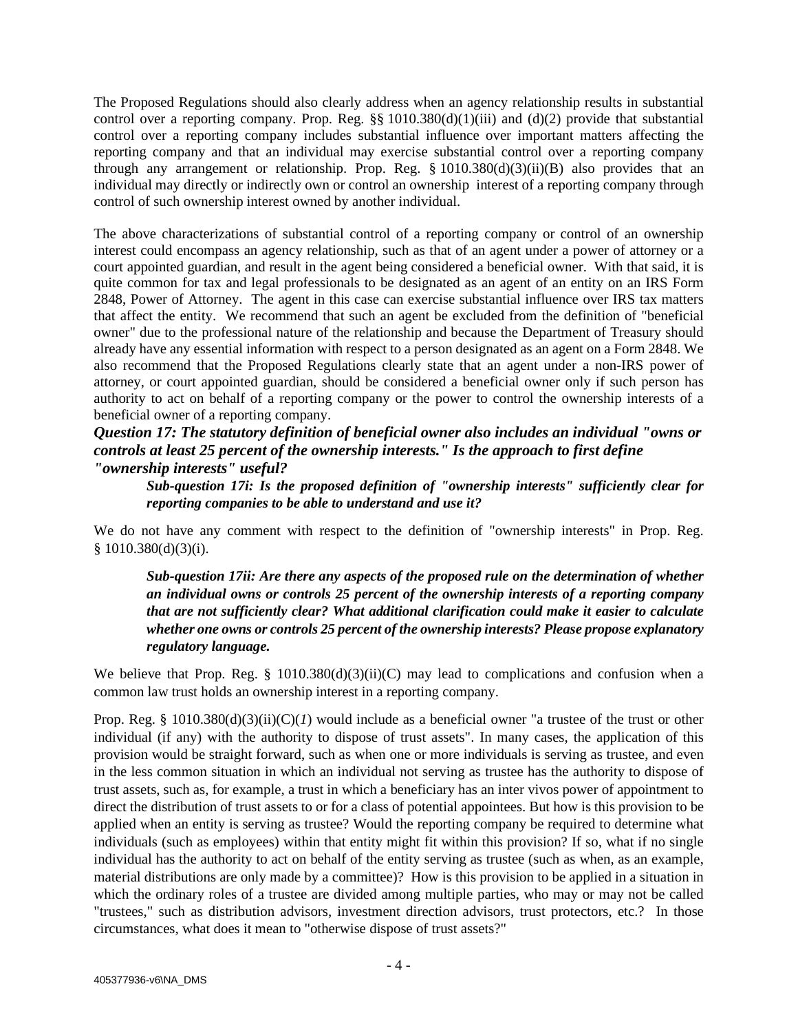The Proposed Regulations should also clearly address when an agency relationship results in substantial control over a reporting company. Prop. Reg. §§ 1010.380(d)(1)(iii) and (d)(2) provide that substantial control over a reporting company includes substantial influence over important matters affecting the reporting company and that an individual may exercise substantial control over a reporting company through any arrangement or relationship. Prop. Reg. § 1010.380(d)(3)(ii)(B) also provides that an individual may directly or indirectly own or control an ownership interest of a reporting company through control of such ownership interest owned by another individual.

The above characterizations of substantial control of a reporting company or control of an ownership interest could encompass an agency relationship, such as that of an agent under a power of attorney or a court appointed guardian, and result in the agent being considered a beneficial owner. With that said, it is quite common for tax and legal professionals to be designated as an agent of an entity on an IRS Form 2848, Power of Attorney. The agent in this case can exercise substantial influence over IRS tax matters that affect the entity. We recommend that such an agent be excluded from the definition of "beneficial owner" due to the professional nature of the relationship and because the Department of Treasury should already have any essential information with respect to a person designated as an agent on a Form 2848. We also recommend that the Proposed Regulations clearly state that an agent under a non-IRS power of attorney, or court appointed guardian, should be considered a beneficial owner only if such person has authority to act on behalf of a reporting company or the power to control the ownership interests of a beneficial owner of a reporting company.

***Question 17: The statutory definition of beneficial owner also includes an individual "owns or controls at least 25 percent of the ownership interests." Is the approach to first define "ownership interests" useful?***

> ***Sub-question 17i: Is the proposed definition of "ownership interests" sufficiently clear for reporting companies to be able to understand and use it?***

We do not have any comment with respect to the definition of "ownership interests" in Prop. Reg. § 1010.380(d)(3)(i).

> ***Sub-question 17ii: Are there any aspects of the proposed rule on the determination of whether an individual owns or controls 25 percent of the ownership interests of a reporting company that are not sufficiently clear? What additional clarification could make it easier to calculate whether one owns or controls 25 percent of the ownership interests? Please propose explanatory regulatory language.***

We believe that Prop. Reg. § 1010.380(d)(3)(ii)(C) may lead to complications and confusion when a common law trust holds an ownership interest in a reporting company.

Prop. Reg. § 1010.380(d)(3)(ii)(C)(*1*) would include as a beneficial owner "a trustee of the trust or other individual (if any) with the authority to dispose of trust assets". In many cases, the application of this provision would be straight forward, such as when one or more individuals is serving as trustee, and even in the less common situation in which an individual not serving as trustee has the authority to dispose of trust assets, such as, for example, a trust in which a beneficiary has an inter vivos power of appointment to direct the distribution of trust assets to or for a class of potential appointees. But how is this provision to be applied when an entity is serving as trustee? Would the reporting company be required to determine what individuals (such as employees) within that entity might fit within this provision? If so, what if no single individual has the authority to act on behalf of the entity serving as trustee (such as when, as an example, material distributions are only made by a committee)? How is this provision to be applied in a situation in which the ordinary roles of a trustee are divided among multiple parties, who may or may not be called "trustees," such as distribution advisors, investment direction advisors, trust protectors, etc.? In those circumstances, what does it mean to "otherwise dispose of trust assets?"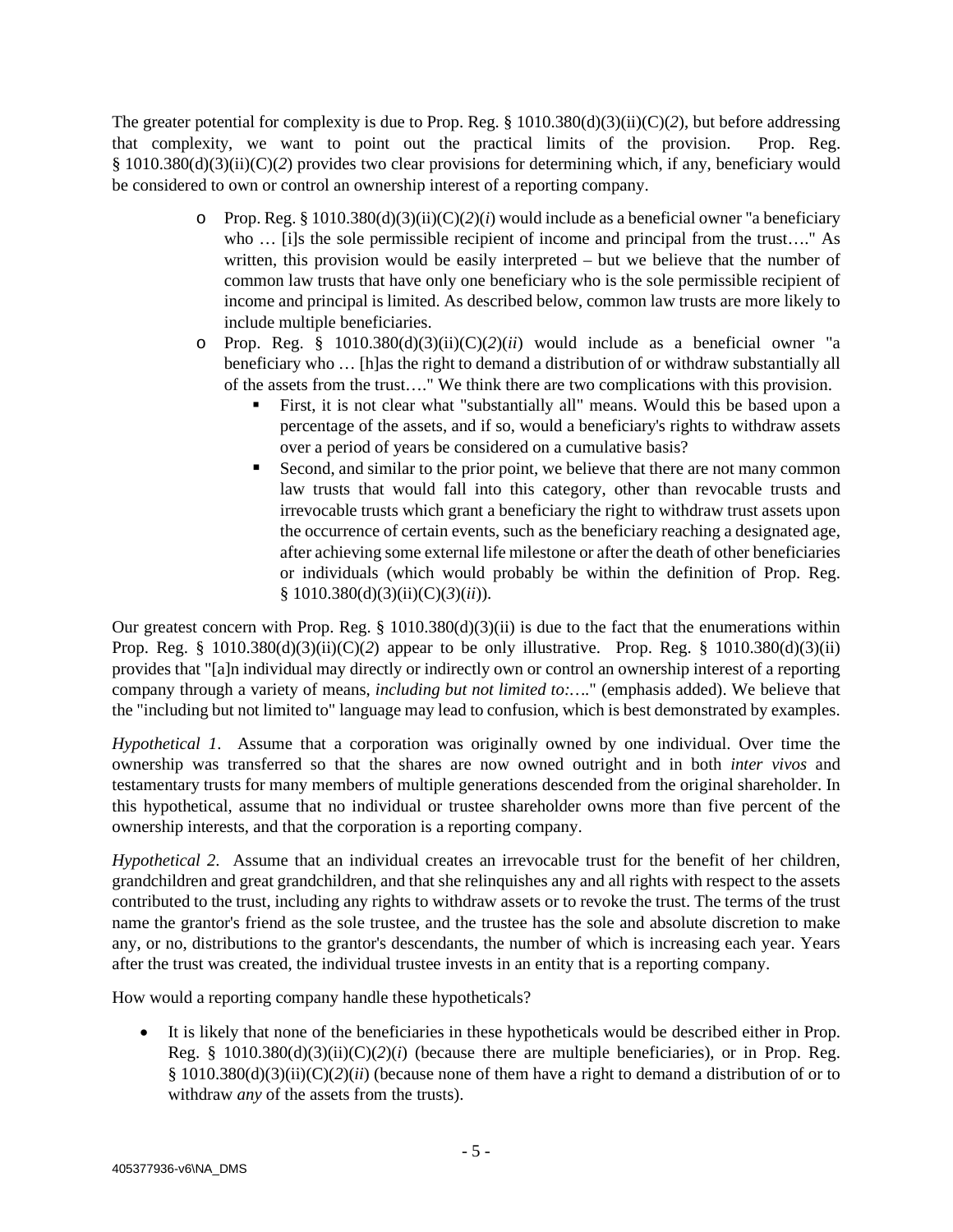The greater potential for complexity is due to Prop. Reg. § 1010.380(d)(3)(ii)(C)(*2*), but before addressing that complexity, we want to point out the practical limits of the provision. Prop. Reg. § 1010.380(d)(3)(ii)(C)(*2*) provides two clear provisions for determining which, if any, beneficiary would be considered to own or control an ownership interest of a reporting company.

- Prop. Reg. § 1010.380(d)(3)(ii)(C)(*2*)(*i*) would include as a beneficial owner "a beneficiary who … [i]s the sole permissible recipient of income and principal from the trust…." As written, this provision would be easily interpreted – but we believe that the number of common law trusts that have only one beneficiary who is the sole permissible recipient of income and principal is limited. As described below, common law trusts are more likely to include multiple beneficiaries.
- Prop. Reg. § 1010.380(d)(3)(ii)(C)(*2*)(*ii*) would include as a beneficial owner "a beneficiary who … [h]as the right to demand a distribution of or withdraw substantially all of the assets from the trust…." We think there are two complications with this provision.
  - First, it is not clear what "substantially all" means. Would this be based upon a percentage of the assets, and if so, would a beneficiary's rights to withdraw assets over a period of years be considered on a cumulative basis?
  - Second, and similar to the prior point, we believe that there are not many common law trusts that would fall into this category, other than revocable trusts and irrevocable trusts which grant a beneficiary the right to withdraw trust assets upon the occurrence of certain events, such as the beneficiary reaching a designated age, after achieving some external life milestone or after the death of other beneficiaries or individuals (which would probably be within the definition of Prop. Reg. § 1010.380(d)(3)(ii)(C)(*3*)(*ii*)).

Our greatest concern with Prop. Reg. § 1010.380(d)(3)(ii) is due to the fact that the enumerations within Prop. Reg. § 1010.380(d)(3)(ii)(C)(*2*) appear to be only illustrative. Prop. Reg. § 1010.380(d)(3)(ii) provides that "[a]n individual may directly or indirectly own or control an ownership interest of a reporting company through a variety of means, *including but not limited to:…*." (emphasis added). We believe that the "including but not limited to" language may lead to confusion, which is best demonstrated by examples.

*Hypothetical 1*. Assume that a corporation was originally owned by one individual. Over time the ownership was transferred so that the shares are now owned outright and in both *inter vivos* and testamentary trusts for many members of multiple generations descended from the original shareholder. In this hypothetical, assume that no individual or trustee shareholder owns more than five percent of the ownership interests, and that the corporation is a reporting company.

*Hypothetical 2*. Assume that an individual creates an irrevocable trust for the benefit of her children, grandchildren and great grandchildren, and that she relinquishes any and all rights with respect to the assets contributed to the trust, including any rights to withdraw assets or to revoke the trust. The terms of the trust name the grantor's friend as the sole trustee, and the trustee has the sole and absolute discretion to make any, or no, distributions to the grantor's descendants, the number of which is increasing each year. Years after the trust was created, the individual trustee invests in an entity that is a reporting company.

How would a reporting company handle these hypotheticals?

- It is likely that none of the beneficiaries in these hypotheticals would be described either in Prop. Reg. § 1010.380(d)(3)(ii)(C)(*2*)(*i*) (because there are multiple beneficiaries), or in Prop. Reg. § 1010.380(d)(3)(ii)(C)(*2*)(*ii*) (because none of them have a right to demand a distribution of or to withdraw *any* of the assets from the trusts).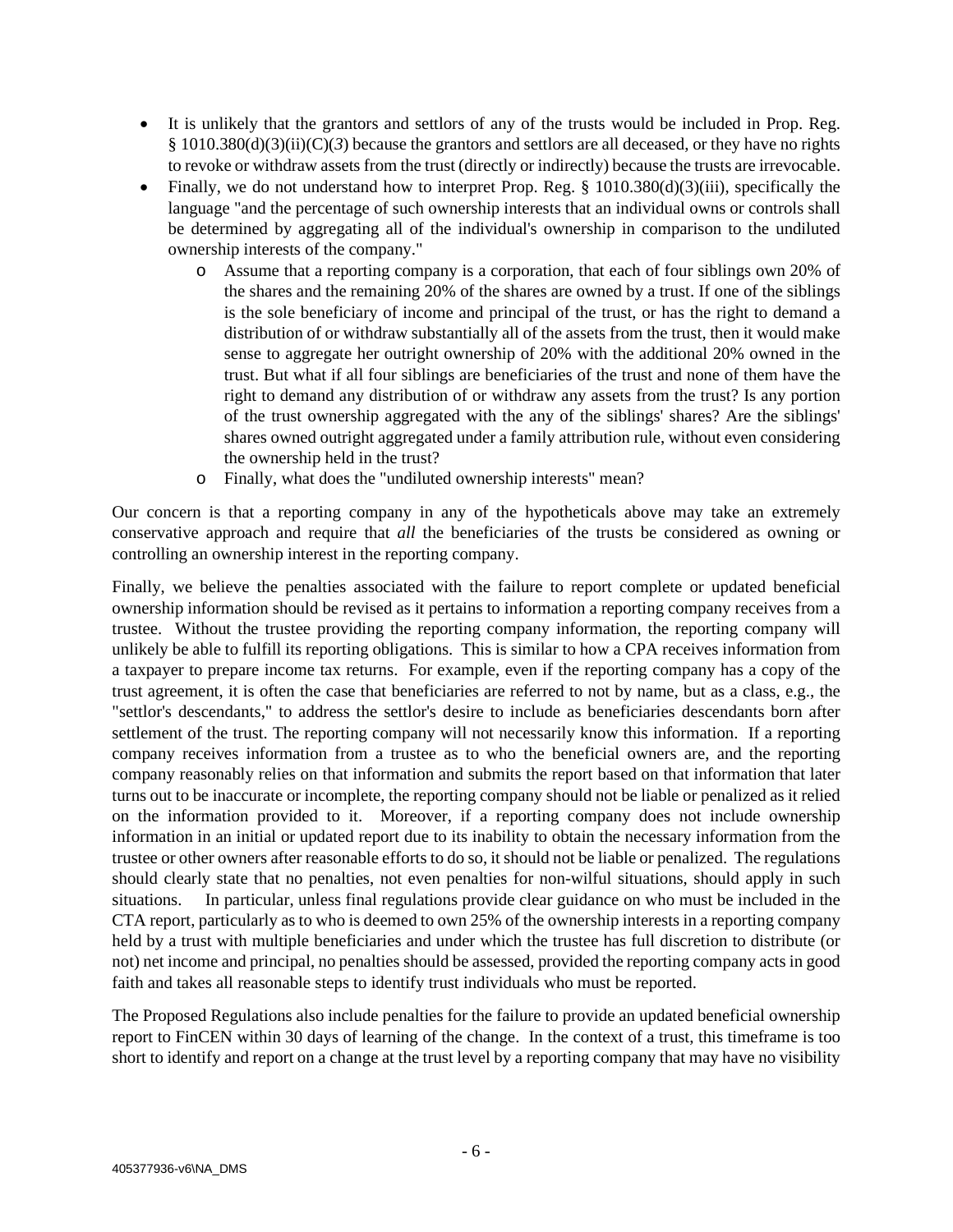- It is unlikely that the grantors and settlors of any of the trusts would be included in Prop. Reg. § 1010.380(d)(3)(ii)(C)(*3*) because the grantors and settlors are all deceased, or they have no rights to revoke or withdraw assets from the trust (directly or indirectly) because the trusts are irrevocable.
- Finally, we do not understand how to interpret Prop. Reg. § 1010.380(d)(3)(iii), specifically the language "and the percentage of such ownership interests that an individual owns or controls shall be determined by aggregating all of the individual's ownership in comparison to the undiluted ownership interests of the company."
    - Assume that a reporting company is a corporation, that each of four siblings own 20% of the shares and the remaining 20% of the shares are owned by a trust. If one of the siblings is the sole beneficiary of income and principal of the trust, or has the right to demand a distribution of or withdraw substantially all of the assets from the trust, then it would make sense to aggregate her outright ownership of 20% with the additional 20% owned in the trust. But what if all four siblings are beneficiaries of the trust and none of them have the right to demand any distribution of or withdraw any assets from the trust? Is any portion of the trust ownership aggregated with the any of the siblings' shares? Are the siblings' shares owned outright aggregated under a family attribution rule, without even considering the ownership held in the trust?
    - Finally, what does the "undiluted ownership interests" mean?

Our concern is that a reporting company in any of the hypotheticals above may take an extremely conservative approach and require that *all* the beneficiaries of the trusts be considered as owning or controlling an ownership interest in the reporting company.

Finally, we believe the penalties associated with the failure to report complete or updated beneficial ownership information should be revised as it pertains to information a reporting company receives from a trustee. Without the trustee providing the reporting company information, the reporting company will unlikely be able to fulfill its reporting obligations. This is similar to how a CPA receives information from a taxpayer to prepare income tax returns. For example, even if the reporting company has a copy of the trust agreement, it is often the case that beneficiaries are referred to not by name, but as a class, e.g., the "settlor's descendants," to address the settlor's desire to include as beneficiaries descendants born after settlement of the trust. The reporting company will not necessarily know this information. If a reporting company receives information from a trustee as to who the beneficial owners are, and the reporting company reasonably relies on that information and submits the report based on that information that later turns out to be inaccurate or incomplete, the reporting company should not be liable or penalized as it relied on the information provided to it. Moreover, if a reporting company does not include ownership information in an initial or updated report due to its inability to obtain the necessary information from the trustee or other owners after reasonable efforts to do so, it should not be liable or penalized. The regulations should clearly state that no penalties, not even penalties for non-wilful situations, should apply in such situations. In particular, unless final regulations provide clear guidance on who must be included in the CTA report, particularly as to who is deemed to own 25% of the ownership interests in a reporting company held by a trust with multiple beneficiaries and under which the trustee has full discretion to distribute (or not) net income and principal, no penalties should be assessed, provided the reporting company acts in good faith and takes all reasonable steps to identify trust individuals who must be reported.

The Proposed Regulations also include penalties for the failure to provide an updated beneficial ownership report to FinCEN within 30 days of learning of the change. In the context of a trust, this timeframe is too short to identify and report on a change at the trust level by a reporting company that may have no visibility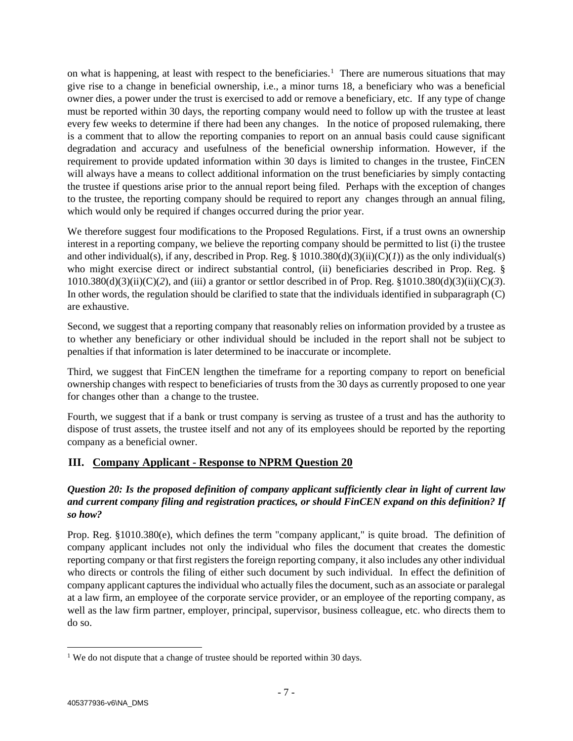on what is happening, at least with respect to the beneficiaries.[1] There are numerous situations that may give rise to a change in beneficial ownership, i.e., a minor turns 18, a beneficiary who was a beneficial owner dies, a power under the trust is exercised to add or remove a beneficiary, etc. If any type of change must be reported within 30 days, the reporting company would need to follow up with the trustee at least every few weeks to determine if there had been any changes. In the notice of proposed rulemaking, there is a comment that to allow the reporting companies to report on an annual basis could cause significant degradation and accuracy and usefulness of the beneficial ownership information. However, if the requirement to provide updated information within 30 days is limited to changes in the trustee, FinCEN will always have a means to collect additional information on the trust beneficiaries by simply contacting the trustee if questions arise prior to the annual report being filed. Perhaps with the exception of changes to the trustee, the reporting company should be required to report any changes through an annual filing, which would only be required if changes occurred during the prior year.

We therefore suggest four modifications to the Proposed Regulations. First, if a trust owns an ownership interest in a reporting company, we believe the reporting company should be permitted to list (i) the trustee and other individual(s), if any, described in Prop. Reg. § 1010.380(d)(3)(ii)(C)(*1*)) as the only individual(s) who might exercise direct or indirect substantial control, (ii) beneficiaries described in Prop. Reg. § 1010.380(d)(3)(ii)(C)(*2*), and (iii) a grantor or settlor described in of Prop. Reg. §1010.380(d)(3)(ii)(C)(*3*). In other words, the regulation should be clarified to state that the individuals identified in subparagraph (C) are exhaustive.

Second, we suggest that a reporting company that reasonably relies on information provided by a trustee as to whether any beneficiary or other individual should be included in the report shall not be subject to penalties if that information is later determined to be inaccurate or incomplete.

Third, we suggest that FinCEN lengthen the timeframe for a reporting company to report on beneficial ownership changes with respect to beneficiaries of trusts from the 30 days as currently proposed to one year for changes other than a change to the trustee.

Fourth, we suggest that if a bank or trust company is serving as trustee of a trust and has the authority to dispose of trust assets, the trustee itself and not any of its employees should be reported by the reporting company as a beneficial owner.

## III. Company Applicant - Response to NPRM Question 20

***Question 20: Is the proposed definition of company applicant sufficiently clear in light of current law and current company filing and registration practices, or should FinCEN expand on this definition? If so how?***

Prop. Reg. §1010.380(e), which defines the term "company applicant," is quite broad. The definition of company applicant includes not only the individual who files the document that creates the domestic reporting company or that first registers the foreign reporting company, it also includes any other individual who directs or controls the filing of either such document by such individual. In effect the definition of company applicant captures the individual who actually files the document, such as an associate or paralegal at a law firm, an employee of the corporate service provider, or an employee of the reporting company, as well as the law firm partner, employer, principal, supervisor, business colleague, etc. who directs them to do so.

[1] We do not dispute that a change of trustee should be reported within 30 days.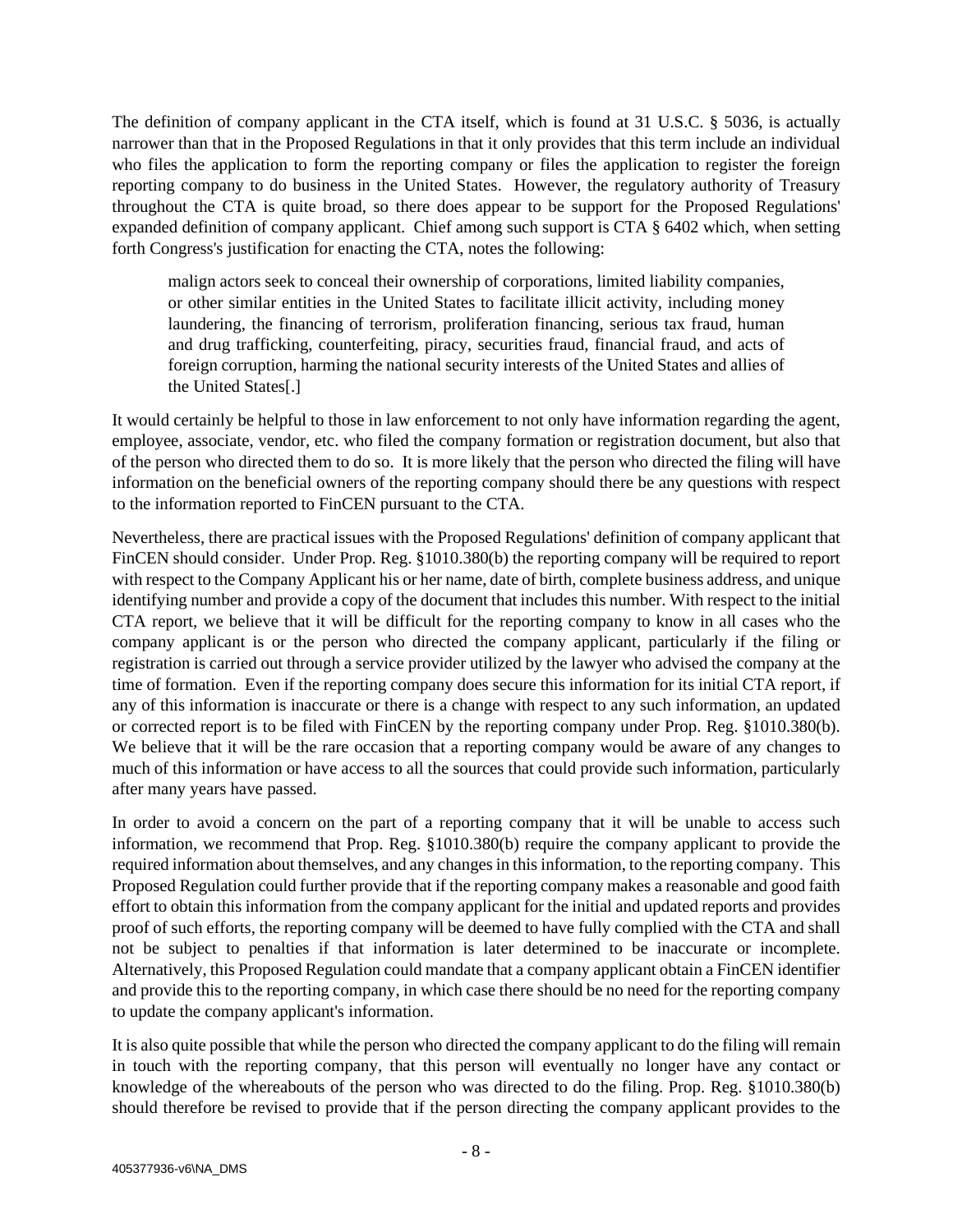The definition of company applicant in the CTA itself, which is found at 31 U.S.C. § 5036, is actually narrower than that in the Proposed Regulations in that it only provides that this term include an individual who files the application to form the reporting company or files the application to register the foreign reporting company to do business in the United States. However, the regulatory authority of Treasury throughout the CTA is quite broad, so there does appear to be support for the Proposed Regulations' expanded definition of company applicant. Chief among such support is CTA § 6402 which, when setting forth Congress's justification for enacting the CTA, notes the following:

> malign actors seek to conceal their ownership of corporations, limited liability companies, or other similar entities in the United States to facilitate illicit activity, including money laundering, the financing of terrorism, proliferation financing, serious tax fraud, human and drug trafficking, counterfeiting, piracy, securities fraud, financial fraud, and acts of foreign corruption, harming the national security interests of the United States and allies of the United States[.]

It would certainly be helpful to those in law enforcement to not only have information regarding the agent, employee, associate, vendor, etc. who filed the company formation or registration document, but also that of the person who directed them to do so. It is more likely that the person who directed the filing will have information on the beneficial owners of the reporting company should there be any questions with respect to the information reported to FinCEN pursuant to the CTA.

Nevertheless, there are practical issues with the Proposed Regulations' definition of company applicant that FinCEN should consider. Under Prop. Reg. §1010.380(b) the reporting company will be required to report with respect to the Company Applicant his or her name, date of birth, complete business address, and unique identifying number and provide a copy of the document that includes this number. With respect to the initial CTA report, we believe that it will be difficult for the reporting company to know in all cases who the company applicant is or the person who directed the company applicant, particularly if the filing or registration is carried out through a service provider utilized by the lawyer who advised the company at the time of formation. Even if the reporting company does secure this information for its initial CTA report, if any of this information is inaccurate or there is a change with respect to any such information, an updated or corrected report is to be filed with FinCEN by the reporting company under Prop. Reg. §1010.380(b). We believe that it will be the rare occasion that a reporting company would be aware of any changes to much of this information or have access to all the sources that could provide such information, particularly after many years have passed.

In order to avoid a concern on the part of a reporting company that it will be unable to access such information, we recommend that Prop. Reg. §1010.380(b) require the company applicant to provide the required information about themselves, and any changes in this information, to the reporting company. This Proposed Regulation could further provide that if the reporting company makes a reasonable and good faith effort to obtain this information from the company applicant for the initial and updated reports and provides proof of such efforts, the reporting company will be deemed to have fully complied with the CTA and shall not be subject to penalties if that information is later determined to be inaccurate or incomplete. Alternatively, this Proposed Regulation could mandate that a company applicant obtain a FinCEN identifier and provide this to the reporting company, in which case there should be no need for the reporting company to update the company applicant's information.

It is also quite possible that while the person who directed the company applicant to do the filing will remain in touch with the reporting company, that this person will eventually no longer have any contact or knowledge of the whereabouts of the person who was directed to do the filing. Prop. Reg. §1010.380(b) should therefore be revised to provide that if the person directing the company applicant provides to the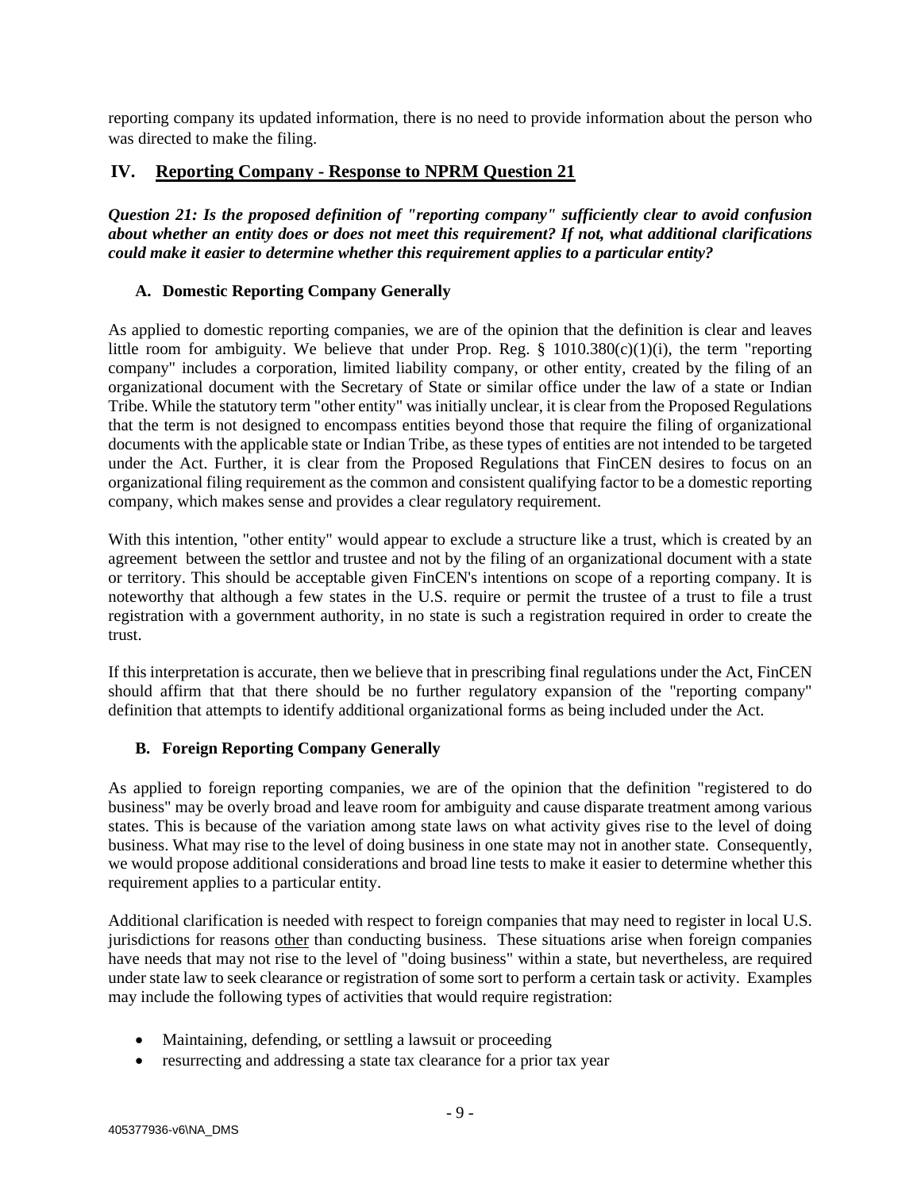reporting company its updated information, there is no need to provide information about the person who was directed to make the filing.

## IV. Reporting Company - Response to NPRM Question 21

***Question 21: Is the proposed definition of "reporting company" sufficiently clear to avoid confusion about whether an entity does or does not meet this requirement? If not, what additional clarifications could make it easier to determine whether this requirement applies to a particular entity?***

### A. Domestic Reporting Company Generally

As applied to domestic reporting companies, we are of the opinion that the definition is clear and leaves little room for ambiguity. We believe that under Prop. Reg. § 1010.380(c)(1)(i), the term "reporting company" includes a corporation, limited liability company, or other entity, created by the filing of an organizational document with the Secretary of State or similar office under the law of a state or Indian Tribe. While the statutory term "other entity" was initially unclear, it is clear from the Proposed Regulations that the term is not designed to encompass entities beyond those that require the filing of organizational documents with the applicable state or Indian Tribe, as these types of entities are not intended to be targeted under the Act. Further, it is clear from the Proposed Regulations that FinCEN desires to focus on an organizational filing requirement as the common and consistent qualifying factor to be a domestic reporting company, which makes sense and provides a clear regulatory requirement.

With this intention, "other entity" would appear to exclude a structure like a trust, which is created by an agreement between the settlor and trustee and not by the filing of an organizational document with a state or territory. This should be acceptable given FinCEN's intentions on scope of a reporting company. It is noteworthy that although a few states in the U.S. require or permit the trustee of a trust to file a trust registration with a government authority, in no state is such a registration required in order to create the trust.

If this interpretation is accurate, then we believe that in prescribing final regulations under the Act, FinCEN should affirm that that there should be no further regulatory expansion of the "reporting company" definition that attempts to identify additional organizational forms as being included under the Act.

### B. Foreign Reporting Company Generally

As applied to foreign reporting companies, we are of the opinion that the definition "registered to do business" may be overly broad and leave room for ambiguity and cause disparate treatment among various states. This is because of the variation among state laws on what activity gives rise to the level of doing business. What may rise to the level of doing business in one state may not in another state. Consequently, we would propose additional considerations and broad line tests to make it easier to determine whether this requirement applies to a particular entity.

Additional clarification is needed with respect to foreign companies that may need to register in local U.S. jurisdictions for reasons other than conducting business. These situations arise when foreign companies have needs that may not rise to the level of "doing business" within a state, but nevertheless, are required under state law to seek clearance or registration of some sort to perform a certain task or activity. Examples may include the following types of activities that would require registration:

- Maintaining, defending, or settling a lawsuit or proceeding
- resurrecting and addressing a state tax clearance for a prior tax year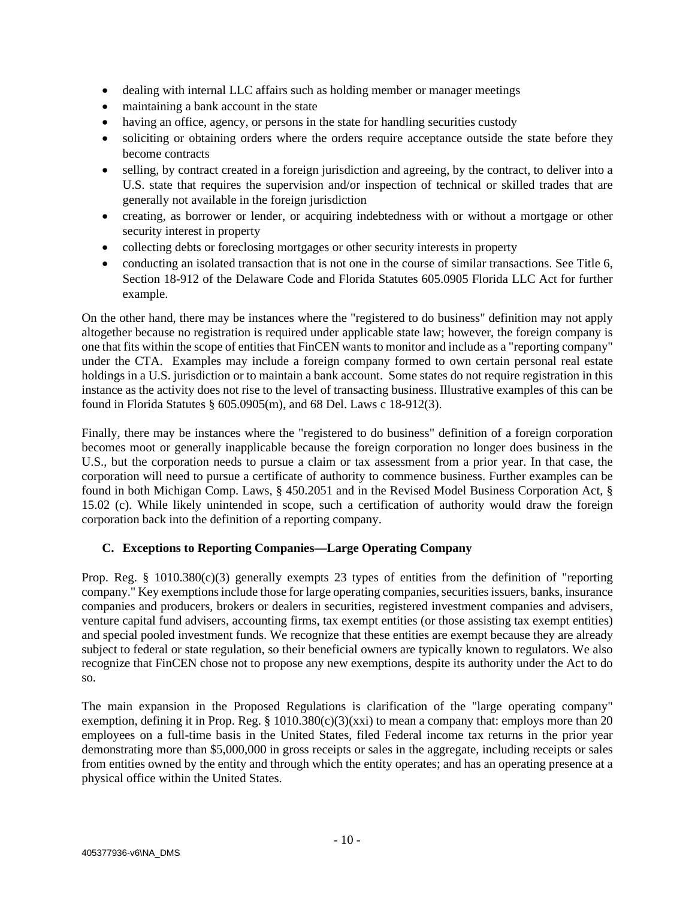- dealing with internal LLC affairs such as holding member or manager meetings
- maintaining a bank account in the state
- having an office, agency, or persons in the state for handling securities custody
- soliciting or obtaining orders where the orders require acceptance outside the state before they become contracts
- selling, by contract created in a foreign jurisdiction and agreeing, by the contract, to deliver into a U.S. state that requires the supervision and/or inspection of technical or skilled trades that are generally not available in the foreign jurisdiction
- creating, as borrower or lender, or acquiring indebtedness with or without a mortgage or other security interest in property
- collecting debts or foreclosing mortgages or other security interests in property
- conducting an isolated transaction that is not one in the course of similar transactions. See Title 6, Section 18-912 of the Delaware Code and Florida Statutes 605.0905 Florida LLC Act for further example.

On the other hand, there may be instances where the "registered to do business" definition may not apply altogether because no registration is required under applicable state law; however, the foreign company is one that fits within the scope of entities that FinCEN wants to monitor and include as a "reporting company" under the CTA. Examples may include a foreign company formed to own certain personal real estate holdings in a U.S. jurisdiction or to maintain a bank account. Some states do not require registration in this instance as the activity does not rise to the level of transacting business. Illustrative examples of this can be found in Florida Statutes § 605.0905(m), and 68 Del. Laws c 18-912(3).

Finally, there may be instances where the "registered to do business" definition of a foreign corporation becomes moot or generally inapplicable because the foreign corporation no longer does business in the U.S., but the corporation needs to pursue a claim or tax assessment from a prior year. In that case, the corporation will need to pursue a certificate of authority to commence business. Further examples can be found in both Michigan Comp. Laws, § 450.2051 and in the Revised Model Business Corporation Act, § 15.02 (c). While likely unintended in scope, such a certification of authority would draw the foreign corporation back into the definition of a reporting company.

### C. Exceptions to Reporting Companies—Large Operating Company

Prop. Reg. § 1010.380(c)(3) generally exempts 23 types of entities from the definition of "reporting company." Key exemptions include those for large operating companies, securities issuers, banks, insurance companies and producers, brokers or dealers in securities, registered investment companies and advisers, venture capital fund advisers, accounting firms, tax exempt entities (or those assisting tax exempt entities) and special pooled investment funds. We recognize that these entities are exempt because they are already subject to federal or state regulation, so their beneficial owners are typically known to regulators. We also recognize that FinCEN chose not to propose any new exemptions, despite its authority under the Act to do so.

The main expansion in the Proposed Regulations is clarification of the "large operating company" exemption, defining it in Prop. Reg. § 1010.380(c)(3)(xxi) to mean a company that: employs more than 20 employees on a full-time basis in the United States, filed Federal income tax returns in the prior year demonstrating more than $5,000,000 in gross receipts or sales in the aggregate, including receipts or sales from entities owned by the entity and through which the entity operates; and has an operating presence at a physical office within the United States.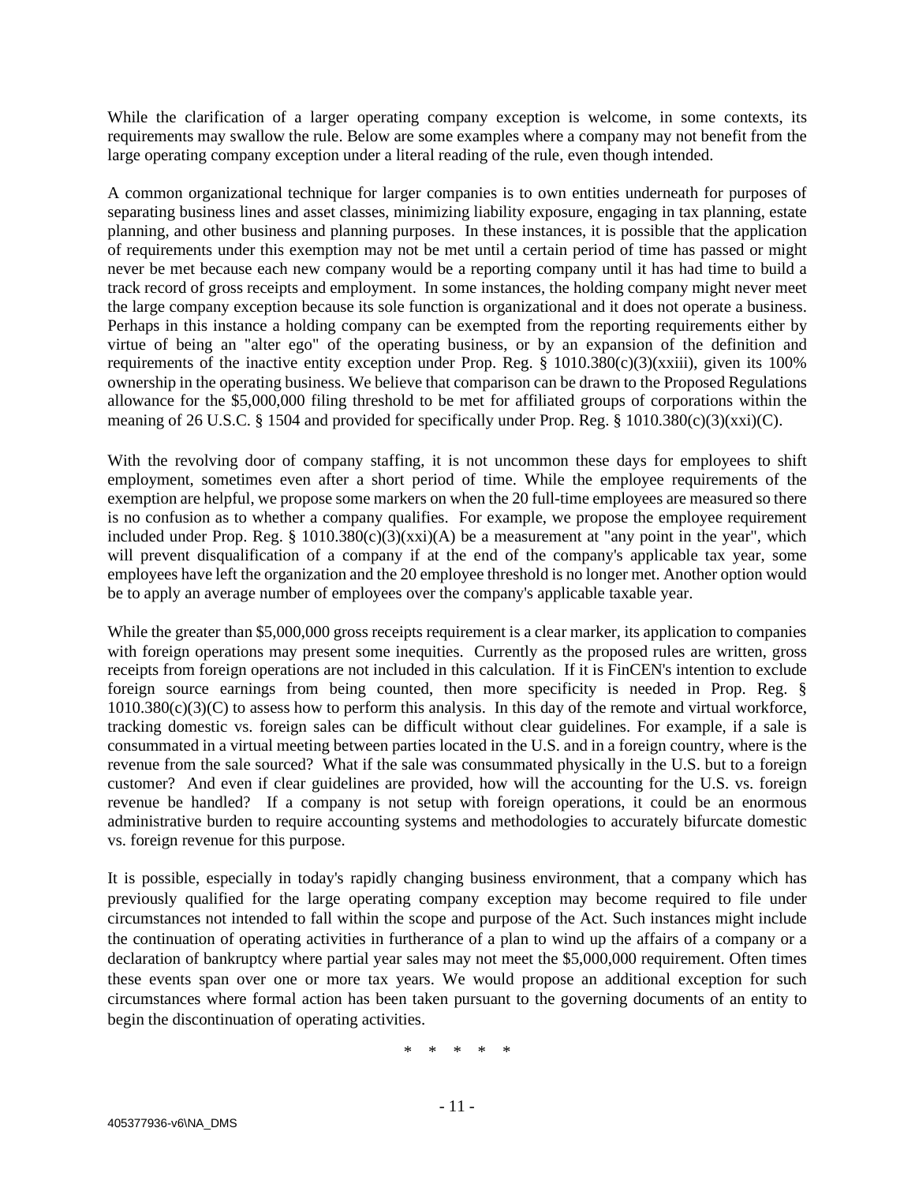While the clarification of a larger operating company exception is welcome, in some contexts, its requirements may swallow the rule. Below are some examples where a company may not benefit from the large operating company exception under a literal reading of the rule, even though intended.

A common organizational technique for larger companies is to own entities underneath for purposes of separating business lines and asset classes, minimizing liability exposure, engaging in tax planning, estate planning, and other business and planning purposes. In these instances, it is possible that the application of requirements under this exemption may not be met until a certain period of time has passed or might never be met because each new company would be a reporting company until it has had time to build a track record of gross receipts and employment. In some instances, the holding company might never meet the large company exception because its sole function is organizational and it does not operate a business. Perhaps in this instance a holding company can be exempted from the reporting requirements either by virtue of being an "alter ego" of the operating business, or by an expansion of the definition and requirements of the inactive entity exception under Prop. Reg. § 1010.380(c)(3)(xxiii), given its 100% ownership in the operating business. We believe that comparison can be drawn to the Proposed Regulations allowance for the $5,000,000 filing threshold to be met for affiliated groups of corporations within the meaning of 26 U.S.C. § 1504 and provided for specifically under Prop. Reg. § 1010.380(c)(3)(xxi)(C).

With the revolving door of company staffing, it is not uncommon these days for employees to shift employment, sometimes even after a short period of time. While the employee requirements of the exemption are helpful, we propose some markers on when the 20 full-time employees are measured so there is no confusion as to whether a company qualifies. For example, we propose the employee requirement included under Prop. Reg. § 1010.380(c)(3)(xxi)(A) be a measurement at "any point in the year", which will prevent disqualification of a company if at the end of the company's applicable tax year, some employees have left the organization and the 20 employee threshold is no longer met. Another option would be to apply an average number of employees over the company's applicable taxable year.

While the greater than $5,000,000 gross receipts requirement is a clear marker, its application to companies with foreign operations may present some inequities. Currently as the proposed rules are written, gross receipts from foreign operations are not included in this calculation. If it is FinCEN's intention to exclude foreign source earnings from being counted, then more specificity is needed in Prop. Reg. § 1010.380(c)(3)(C) to assess how to perform this analysis. In this day of the remote and virtual workforce, tracking domestic vs. foreign sales can be difficult without clear guidelines. For example, if a sale is consummated in a virtual meeting between parties located in the U.S. and in a foreign country, where is the revenue from the sale sourced? What if the sale was consummated physically in the U.S. but to a foreign customer? And even if clear guidelines are provided, how will the accounting for the U.S. vs. foreign revenue be handled? If a company is not setup with foreign operations, it could be an enormous administrative burden to require accounting systems and methodologies to accurately bifurcate domestic vs. foreign revenue for this purpose.

It is possible, especially in today's rapidly changing business environment, that a company which has previously qualified for the large operating company exception may become required to file under circumstances not intended to fall within the scope and purpose of the Act. Such instances might include the continuation of operating activities in furtherance of a plan to wind up the affairs of a company or a declaration of bankruptcy where partial year sales may not meet the $5,000,000 requirement. Often times these events span over one or more tax years. We would propose an additional exception for such circumstances where formal action has been taken pursuant to the governing documents of an entity to begin the discontinuation of operating activities.

* * * * *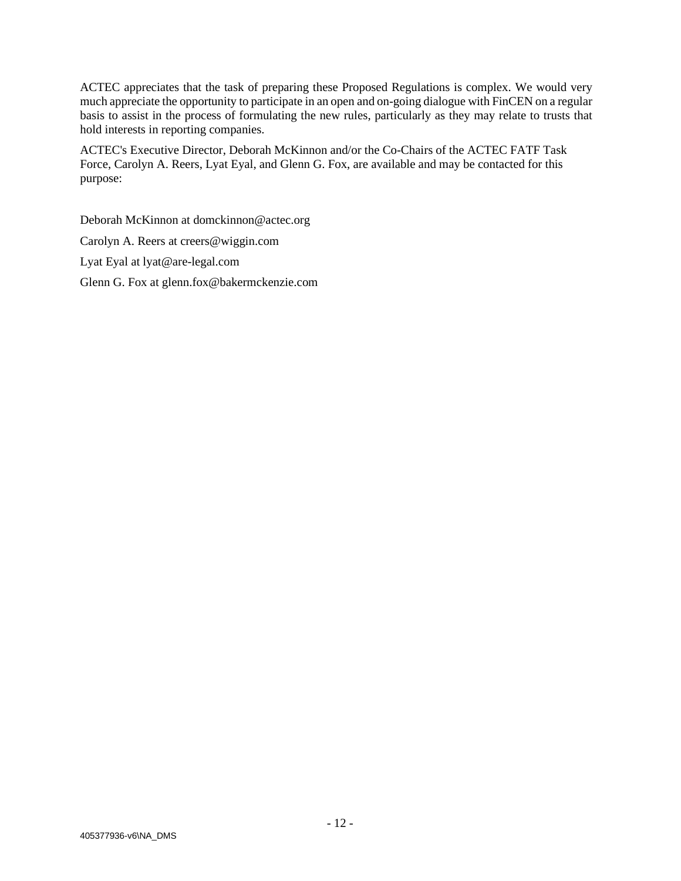ACTEC appreciates that the task of preparing these Proposed Regulations is complex. We would very much appreciate the opportunity to participate in an open and on-going dialogue with FinCEN on a regular basis to assist in the process of formulating the new rules, particularly as they may relate to trusts that hold interests in reporting companies.

ACTEC's Executive Director, Deborah McKinnon and/or the Co-Chairs of the ACTEC FATF Task Force, Carolyn A. Reers, Lyat Eyal, and Glenn G. Fox, are available and may be contacted for this purpose:

Deborah McKinnon at domckinnon@actec.org

Carolyn A. Reers at creers@wiggin.com

Lyat Eyal at lyat@are-legal.com

Glenn G. Fox at glenn.fox@bakermckenzie.com

405377936-v6\NA_DMS